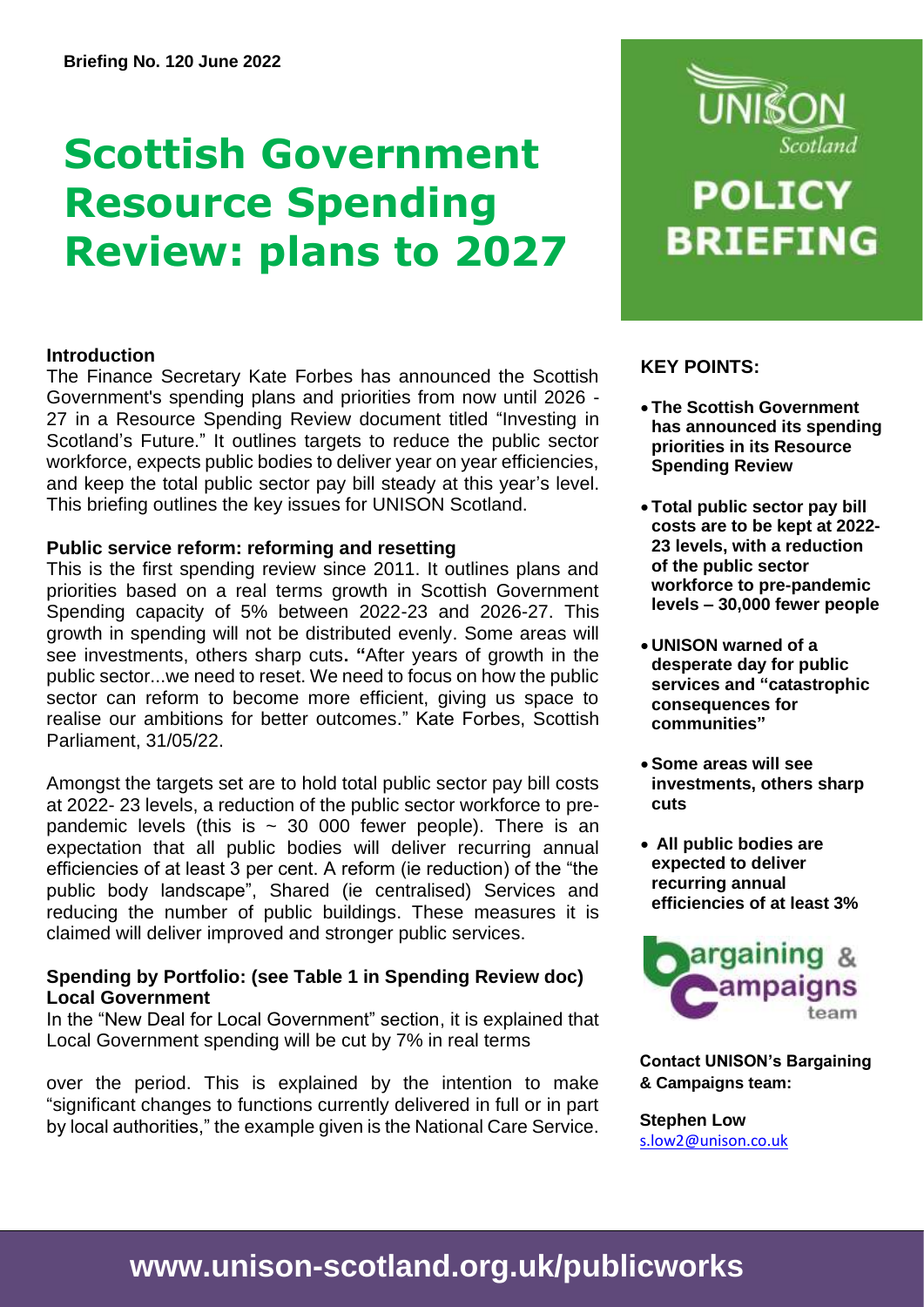**Briefing No. 120 June 2022**

# Scottish Government Resource Spending Review: plans to 2027

UNISON Scotland

**POLICY BRIEFING**

### Introduction

The Finance Secretary Kate Forbes has announced the Scottish Government's spending plans and priorities from now until 2026 - 27 in a Resource Spending Review document titled "Investing in Scotland's Future." It outlines targets to reduce the public sector workforce, expects public bodies to deliver year on year efficiencies, and keep the total public sector pay bill steady at this year's level. This briefing outlines the key issues for UNISON Scotland.

### Public service reform: reforming and resetting

This is the first spending review since 2011. It outlines plans and priorities based on a real terms growth in Scottish Government Spending capacity of 5% between 2022-23 and 2026-27. This growth in spending will not be distributed evenly. Some areas will see investments, others sharp cuts**.** **"**After years of growth in the public sector...we need to reset. We need to focus on how the public sector can reform to become more efficient, giving us space to realise our ambitions for better outcomes." Kate Forbes, Scottish Parliament, 31/05/22.

Amongst the targets set are to hold total public sector pay bill costs at 2022- 23 levels, a reduction of the public sector workforce to pre-pandemic levels (this is ~ 30 000 fewer people). There is an expectation that all public bodies will deliver recurring annual efficiencies of at least 3 per cent. A reform (ie reduction) of the "the public body landscape", Shared (ie centralised) Services and reducing the number of public buildings. These measures it is claimed will deliver improved and stronger public services.

### Spending by Portfolio: (see Table 1 in Spending Review doc)
### Local Government

In the "New Deal for Local Government" section, it is explained that Local Government spending will be cut by 7% in real terms over the period. This is explained by the intention to make "significant changes to functions currently delivered in full or in part by local authorities," the example given is the National Care Service.

### KEY POINTS:

- **The Scottish Government has announced its spending priorities in its Resource Spending Review**
- **Total public sector pay bill costs are to be kept at 2022-23 levels, with a reduction of the public sector workforce to pre-pandemic levels – 30,000 fewer people**
- **UNISON warned of a desperate day for public services and "catastrophic consequences for communities"**
- **Some areas will see investments, others sharp cuts**
- **All public bodies are expected to deliver recurring annual efficiencies of at least 3%**

Bargaining & Campaigns team

**Contact UNISON's Bargaining & Campaigns team:**

**Stephen Low**
s.low2@unison.co.uk

**www.unison-scotland.org.uk/publicworks**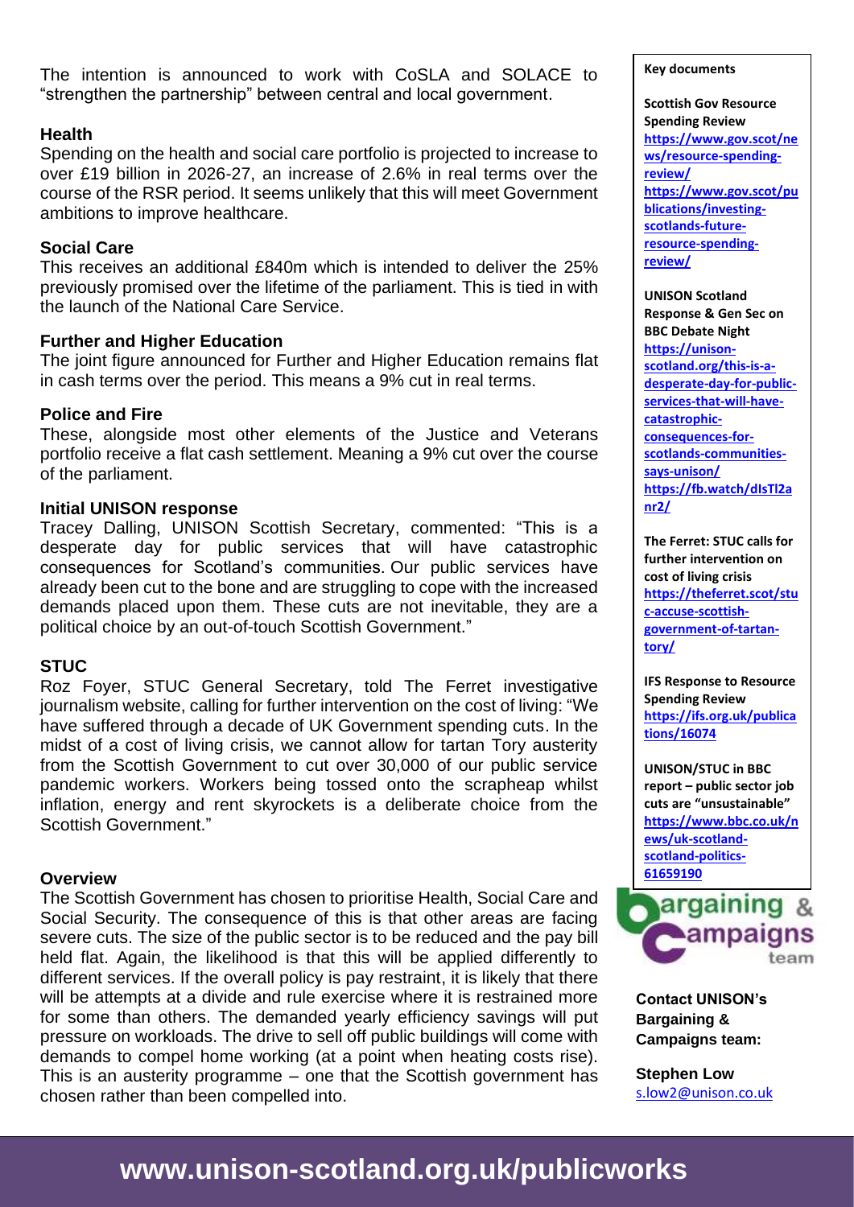The intention is announced to work with CoSLA and SOLACE to "strengthen the partnership" between central and local government.

### Health

Spending on the health and social care portfolio is projected to increase to over £19 billion in 2026-27, an increase of 2.6% in real terms over the course of the RSR period. It seems unlikely that this will meet Government ambitions to improve healthcare.

### Social Care

This receives an additional £840m which is intended to deliver the 25% previously promised over the lifetime of the parliament. This is tied in with the launch of the National Care Service.

### Further and Higher Education

The joint figure announced for Further and Higher Education remains flat in cash terms over the period. This means a 9% cut in real terms.

### Police and Fire

These, alongside most other elements of the Justice and Veterans portfolio receive a flat cash settlement. Meaning a 9% cut over the course of the parliament.

### Initial UNISON response

Tracey Dalling, UNISON Scottish Secretary, commented: "This is a desperate day for public services that will have catastrophic consequences for Scotland's communities. Our public services have already been cut to the bone and are struggling to cope with the increased demands placed upon them. These cuts are not inevitable, they are a political choice by an out-of-touch Scottish Government."

### STUC

Roz Foyer, STUC General Secretary, told The Ferret investigative journalism website, calling for further intervention on the cost of living: "We have suffered through a decade of UK Government spending cuts. In the midst of a cost of living crisis, we cannot allow for tartan Tory austerity from the Scottish Government to cut over 30,000 of our public service pandemic workers. Workers being tossed onto the scrapheap whilst inflation, energy and rent skyrockets is a deliberate choice from the Scottish Government."

### Overview

The Scottish Government has chosen to prioritise Health, Social Care and Social Security. The consequence of this is that other areas are facing severe cuts. The size of the public sector is to be reduced and the pay bill held flat. Again, the likelihood is that this will be applied differently to different services. If the overall policy is pay restraint, it is likely that there will be attempts at a divide and rule exercise where it is restrained more for some than others. The demanded yearly efficiency savings will put pressure on workloads. The drive to sell off public buildings will come with demands to compel home working (at a point when heating costs rise). This is an austerity programme – one that the Scottish government has chosen rather than been compelled into.

**Key documents**

**Scottish Gov Resource Spending Review**
https://www.gov.scot/news/resource-spending-review/
https://www.gov.scot/publications/investing-scotlands-future-resource-spending-review/

**UNISON Scotland Response & Gen Sec on BBC Debate Night**
https://unison-scotland.org/this-is-a-desperate-day-for-public-services-that-will-have-catastrophic-consequences-for-scotlands-communities-says-unison/
https://fb.watch/dIsTl2anr2/

**The Ferret: STUC calls for further intervention on cost of living crisis**
https://theferret.scot/stuc-accuse-scottish-government-of-tartan-tory/

**IFS Response to Resource Spending Review**
https://ifs.org.uk/publications/16074

**UNISON/STUC in BBC report – public sector job cuts are "unsustainable"**
https://www.bbc.co.uk/news/uk-scotland-scotland-politics-61659190

Bargaining & Campaigns team

**Contact UNISON's Bargaining & Campaigns team:**

**Stephen Low**
s.low2@unison.co.uk

**www.unison-scotland.org.uk/publicworks**